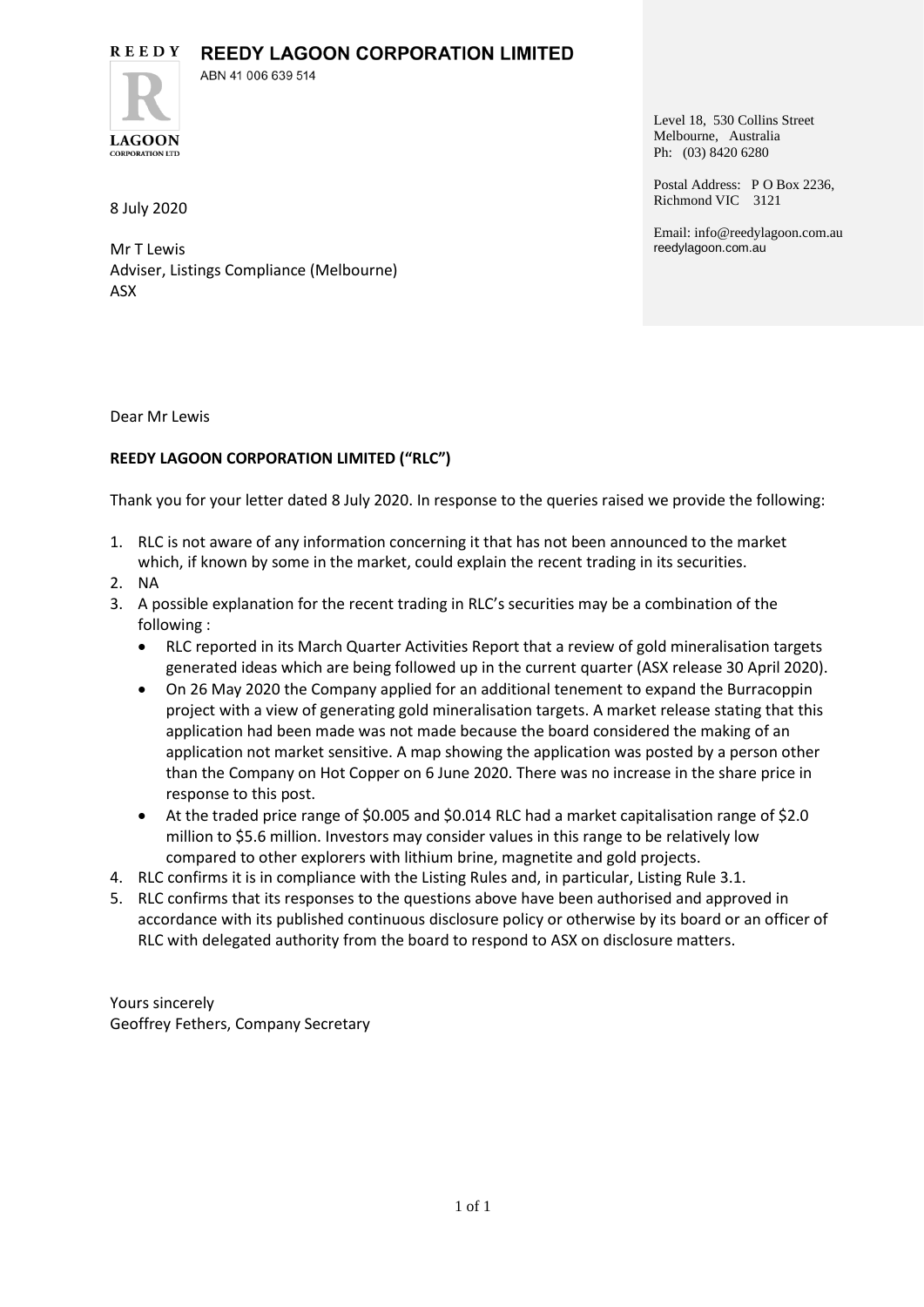# REEDY LAGOON CORPORATION LIMITED

ABN 41 006 639 514

Level 18, 530 Collins Street
Melbourne, Australia
Ph: (03) 8420 6280

Postal Address: P O Box 2236,
Richmond VIC 3121

Email: info@reedylagoon.com.au
reedylagoon.com.au

8 July 2020

Mr T Lewis
Adviser, Listings Compliance (Melbourne)
ASX

Dear Mr Lewis

**REEDY LAGOON CORPORATION LIMITED ("RLC")**

Thank you for your letter dated 8 July 2020. In response to the queries raised we provide the following:

1. RLC is not aware of any information concerning it that has not been announced to the market which, if known by some in the market, could explain the recent trading in its securities.
2. NA
3. A possible explanation for the recent trading in RLC's securities may be a combination of the following :
   - RLC reported in its March Quarter Activities Report that a review of gold mineralisation targets generated ideas which are being followed up in the current quarter (ASX release 30 April 2020).
   - On 26 May 2020 the Company applied for an additional tenement to expand the Burracoppin project with a view of generating gold mineralisation targets. A market release stating that this application had been made was not made because the board considered the making of an application not market sensitive. A map showing the application was posted by a person other than the Company on Hot Copper on 6 June 2020. There was no increase in the share price in response to this post.
   - At the traded price range of $0.005 and $0.014 RLC had a market capitalisation range of $2.0 million to $5.6 million. Investors may consider values in this range to be relatively low compared to other explorers with lithium brine, magnetite and gold projects.
4. RLC confirms it is in compliance with the Listing Rules and, in particular, Listing Rule 3.1.
5. RLC confirms that its responses to the questions above have been authorised and approved in accordance with its published continuous disclosure policy or otherwise by its board or an officer of RLC with delegated authority from the board to respond to ASX on disclosure matters.

Yours sincerely
Geoffrey Fethers, Company Secretary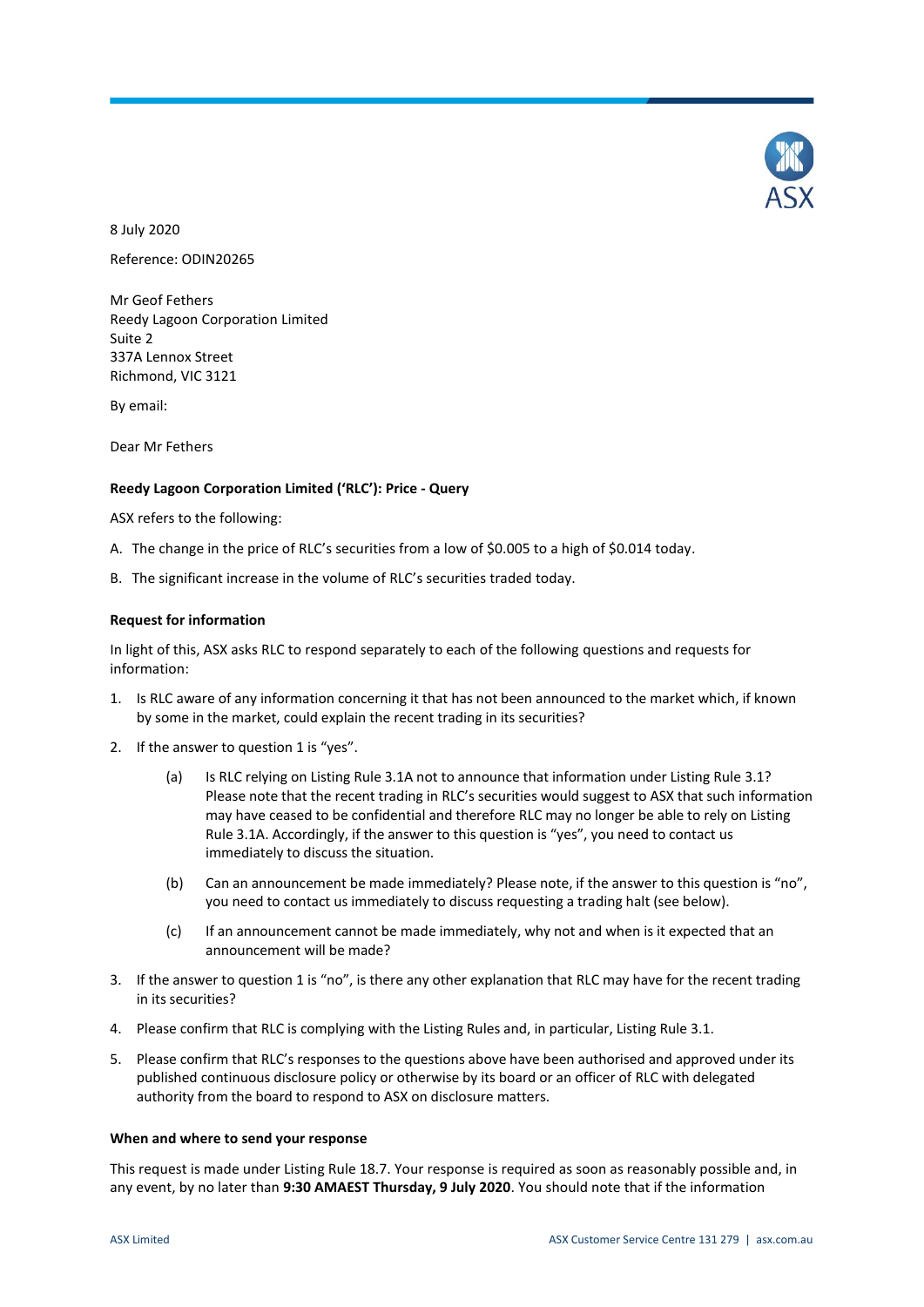8 July 2020

Reference: ODIN20265

Mr Geof Fethers
Reedy Lagoon Corporation Limited
Suite 2
337A Lennox Street
Richmond, VIC 3121

By email:

Dear Mr Fethers

**Reedy Lagoon Corporation Limited ('RLC'): Price - Query**

ASX refers to the following:

A. The change in the price of RLC's securities from a low of $0.005 to a high of $0.014 today.

B. The significant increase in the volume of RLC's securities traded today.

**Request for information**

In light of this, ASX asks RLC to respond separately to each of the following questions and requests for information:

1. Is RLC aware of any information concerning it that has not been announced to the market which, if known by some in the market, could explain the recent trading in its securities?

2. If the answer to question 1 is "yes".

   (a) Is RLC relying on Listing Rule 3.1A not to announce that information under Listing Rule 3.1? Please note that the recent trading in RLC's securities would suggest to ASX that such information may have ceased to be confidential and therefore RLC may no longer be able to rely on Listing Rule 3.1A. Accordingly, if the answer to this question is "yes", you need to contact us immediately to discuss the situation.

   (b) Can an announcement be made immediately? Please note, if the answer to this question is "no", you need to contact us immediately to discuss requesting a trading halt (see below).

   (c) If an announcement cannot be made immediately, why not and when is it expected that an announcement will be made?

3. If the answer to question 1 is "no", is there any other explanation that RLC may have for the recent trading in its securities?

4. Please confirm that RLC is complying with the Listing Rules and, in particular, Listing Rule 3.1.

5. Please confirm that RLC's responses to the questions above have been authorised and approved under its published continuous disclosure policy or otherwise by its board or an officer of RLC with delegated authority from the board to respond to ASX on disclosure matters.

**When and where to send your response**

This request is made under Listing Rule 18.7. Your response is required as soon as reasonably possible and, in any event, by no later than **9:30 AMAEST Thursday, 9 July 2020**. You should note that if the information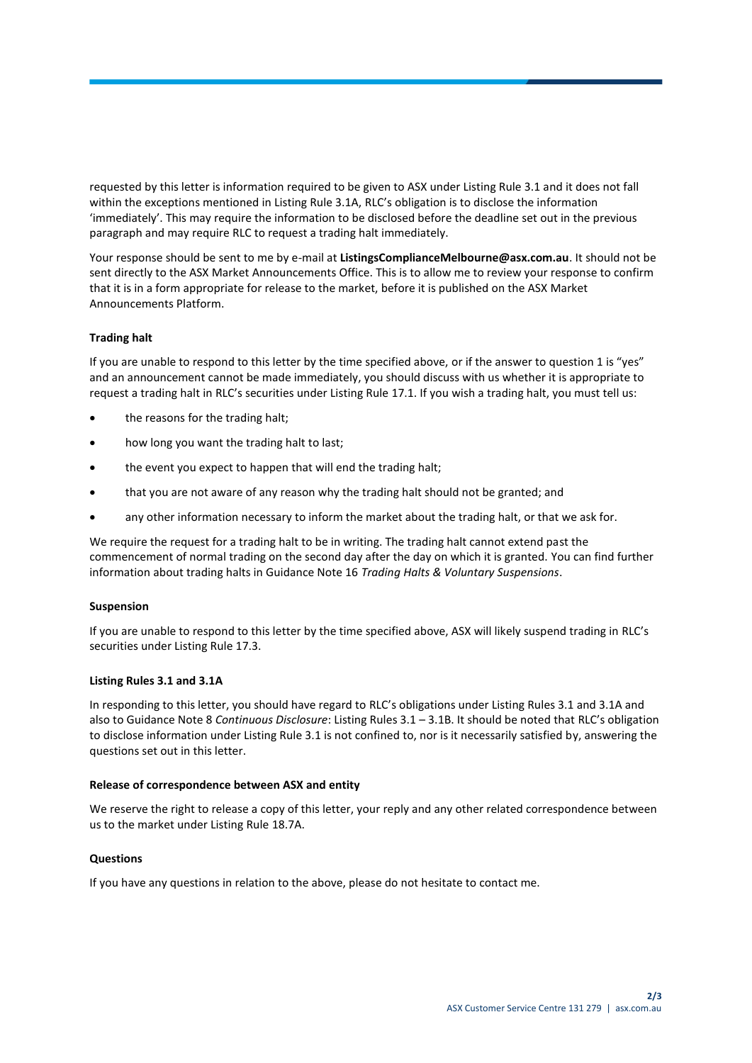requested by this letter is information required to be given to ASX under Listing Rule 3.1 and it does not fall within the exceptions mentioned in Listing Rule 3.1A, RLC's obligation is to disclose the information 'immediately'. This may require the information to be disclosed before the deadline set out in the previous paragraph and may require RLC to request a trading halt immediately.

Your response should be sent to me by e-mail at **ListingsComplianceMelbourne@asx.com.au**. It should not be sent directly to the ASX Market Announcements Office. This is to allow me to review your response to confirm that it is in a form appropriate for release to the market, before it is published on the ASX Market Announcements Platform.

**Trading halt**

If you are unable to respond to this letter by the time specified above, or if the answer to question 1 is "yes" and an announcement cannot be made immediately, you should discuss with us whether it is appropriate to request a trading halt in RLC's securities under Listing Rule 17.1. If you wish a trading halt, you must tell us:

- the reasons for the trading halt;
- how long you want the trading halt to last;
- the event you expect to happen that will end the trading halt;
- that you are not aware of any reason why the trading halt should not be granted; and
- any other information necessary to inform the market about the trading halt, or that we ask for.

We require the request for a trading halt to be in writing. The trading halt cannot extend past the commencement of normal trading on the second day after the day on which it is granted. You can find further information about trading halts in Guidance Note 16 *Trading Halts & Voluntary Suspensions*.

**Suspension**

If you are unable to respond to this letter by the time specified above, ASX will likely suspend trading in RLC's securities under Listing Rule 17.3.

**Listing Rules 3.1 and 3.1A**

In responding to this letter, you should have regard to RLC's obligations under Listing Rules 3.1 and 3.1A and also to Guidance Note 8 *Continuous Disclosure*: Listing Rules 3.1 – 3.1B. It should be noted that RLC's obligation to disclose information under Listing Rule 3.1 is not confined to, nor is it necessarily satisfied by, answering the questions set out in this letter.

**Release of correspondence between ASX and entity**

We reserve the right to release a copy of this letter, your reply and any other related correspondence between us to the market under Listing Rule 18.7A.

**Questions**

If you have any questions in relation to the above, please do not hesitate to contact me.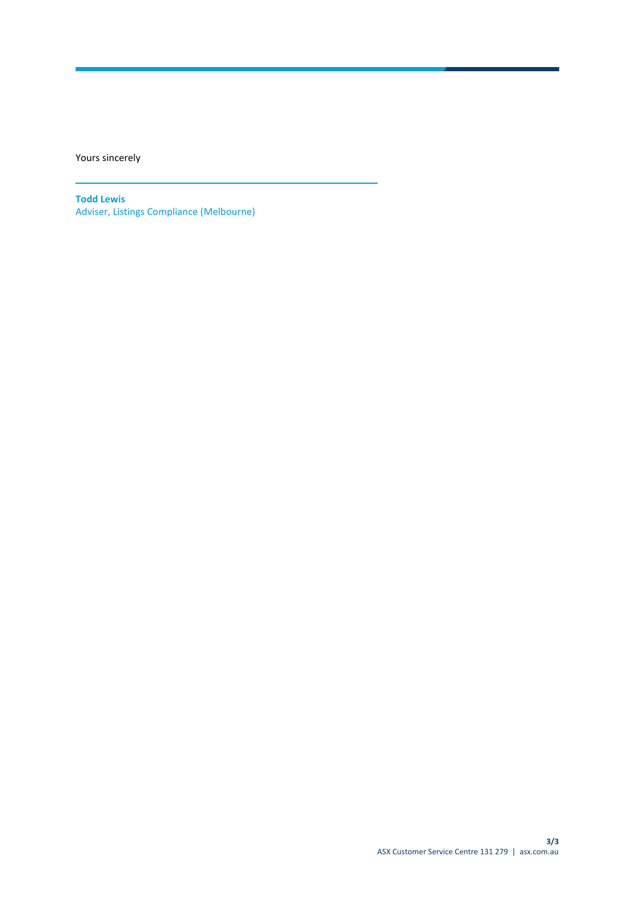Yours sincerely

**Todd Lewis**
Adviser, Listings Compliance (Melbourne)